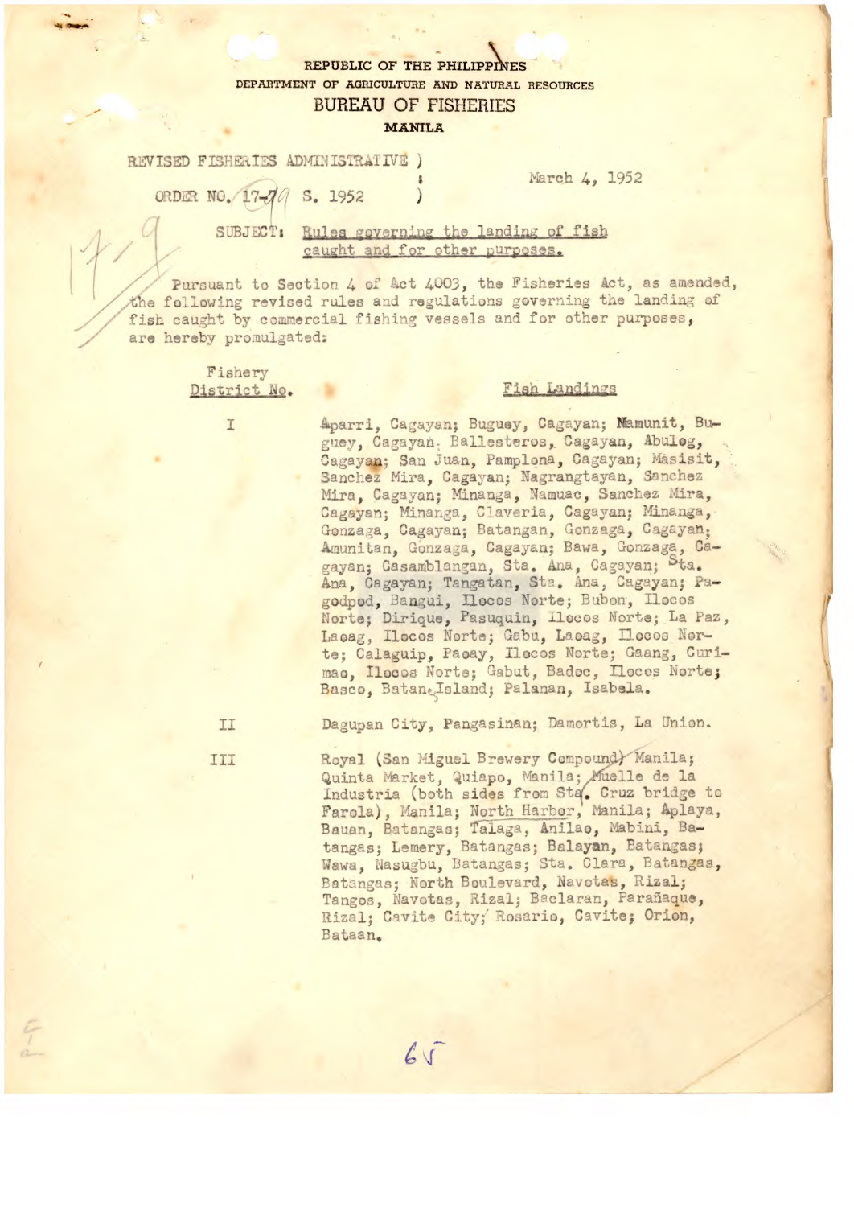REPUBLIC OF THE PHILIPPINES
DEPARTMENT OF AGRICULTURE AND NATURAL RESOURCES
BUREAU OF FISHERIES
MANILA

REVISED FISHERIES ADMINISTRATIVE )
ORDER NO. 17-9 S. 1952 )

March 4, 1952

SUBJECT: Rules governing the landing of fish caught and for other purposes.

Pursuant to Section 4 of Act 4003, the Fisheries Act, as amended, the following revised rules and regulations governing the landing of fish caught by commercial fishing vessels and for other purposes, are hereby promulgated:

| Fishery District No. | Fish Landings |
|---|---|
| I | Aparri, Cagayan; Buguey, Cagayan; Mamunit, Buguey, Cagayan; Ballesteros, Cagayan, Abulog, Cagayan; San Juan, Pamplona, Cagayan; Masisit, Sanchez Mira, Cagayan; Nagrangtayan, Sanchez Mira, Cagayan; Minanga, Namuac, Sanchez Mira, Cagayan; Minanga, Claveria, Cagayan; Minanga, Gonzaga, Cagayan; Batangan, Gonzaga, Cagayan; Amunitan, Gonzaga, Cagayan; Bawa, Gonzaga, Cagayan; Casamblangan, Sta. Ana, Cagayan; Sta. Ana, Cagayan; Tangatan, Sta. Ana, Cagayan; Pagodpod, Bangui, Ilocos Norte; Bubon, Ilocos Norte; Dirique, Pasuquin, Ilocos Norte; La Paz, Laoag, Ilocos Norte; Gabu, Laoag, Ilocos Norte; Calaguip, Paoay, Ilocos Norte; Gaang, Currimao, Ilocos Norte; Gabut, Badoc, Ilocos Norte; Basco, Batan Island; Palanan, Isabela. |
| II | Dagupan City, Pangasinan; Damortis, La Union. |
| III | Royal (San Miguel Brewery Compound) Manila; Quinta Market, Quiapo, Manila; Muelle de la Industria (both sides from Sta. Cruz bridge to Farola), Manila; North Harbor, Manila; Aplaya, Bauan, Batangas; Talaga, Anilao, Mabini, Batangas; Lemery, Batangas; Balayan, Batangas; Wawa, Nasugbu, Batangas; Sta. Clara, Batangas, Batangas; North Boulevard, Navotas, Rizal; Tangos, Navotas, Rizal; Baclaran, Parañaque, Rizal; Cavite City; Rosario, Cavite; Orion, Bataan. |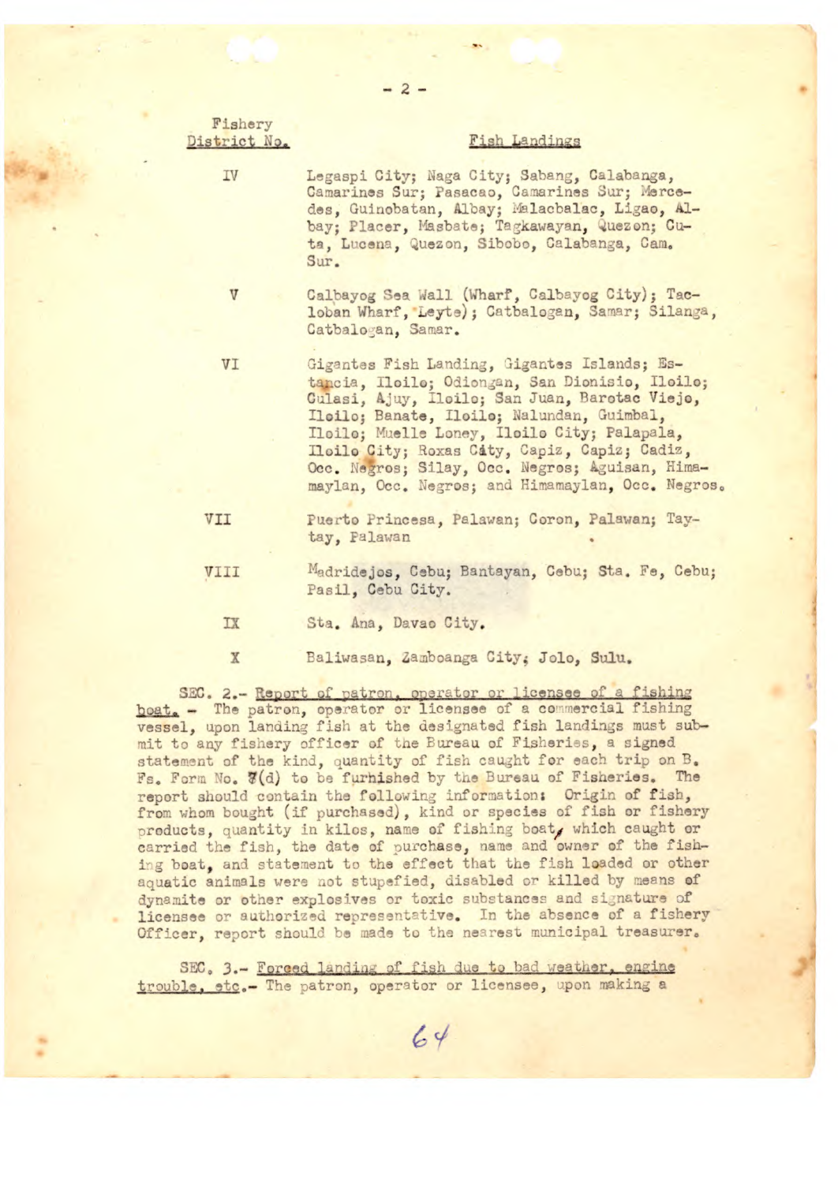| Fishery District No. | Fish Landings |
|---|---|
| IV | Legaspi City; Naga City; Sabang, Calabanga, Camarines Sur; Pasacao, Camarines Sur; Mercedes, Guinobatan, Albay; Malacbalac, Ligao, Albay; Placer, Masbate; Tagkawayan, Quezon; Cuta, Lucena, Quezon, Sibobo, Calabanga, Cam. Sur. |
| V | Calbayog Sea Wall (Wharf, Calbayog City); Tacloban Wharf, Leyte); Catbalogan, Samar; Silanga, Catbalogan, Samar. |
| VI | Gigantes Fish Landing, Gigantes Islands; Estancia, Iloilo; Odiongan, San Dionisio, Iloilo; Culasi, Ajuy, Iloilo; San Juan, Barotac Viejo, Iloilo; Banate, Iloilo; Nalundan, Guimbal, Iloilo; Muelle Loney, Iloilo City; Palapala, Iloilo City; Roxas City, Capiz, Capiz; Cadiz, Occ. Negros; Silay, Occ. Negros; Aguisan, Himamaylan, Occ. Negros; and Himamaylan, Occ. Negros. |
| VII | Puerto Princesa, Palawan; Coron, Palawan; Taytay, Palawan |
| VIII | Madridejos, Cebu; Bantayan, Cebu; Sta. Fe, Cebu; Pasil, Cebu City. |
| IX | Sta. Ana, Davao City. |
| X | Baliwasan, Zamboanga City; Jolo, Sulu. |

SEC. 2.- Report of patron, operator or licensee of a fishing boat. - The patron, operator or licensee of a commercial fishing vessel, upon landing fish at the designated fish landings must submit to any fishery officer of the Bureau of Fisheries, a signed statement of the kind, quantity of fish caught for each trip on B. Fs. Form No. 7(d) to be furnished by the Bureau of Fisheries. The report should contain the following information: Origin of fish, from whom bought (if purchased), kind or species of fish or fishery products, quantity in kilos, name of fishing boat, which caught or carried the fish, the date of purchase, name and owner of the fishing boat, and statement to the effect that the fish loaded or other aquatic animals were not stupefied, disabled or killed by means of dynamite or other explosives or toxic substances and signature of licensee or authorized representative. In the absence of a fishery Officer, report should be made to the nearest municipal treasurer.

SEC. 3.- Forced landing of fish due to bad weather, engine trouble, etc.- The patron, operator or licensee, upon making a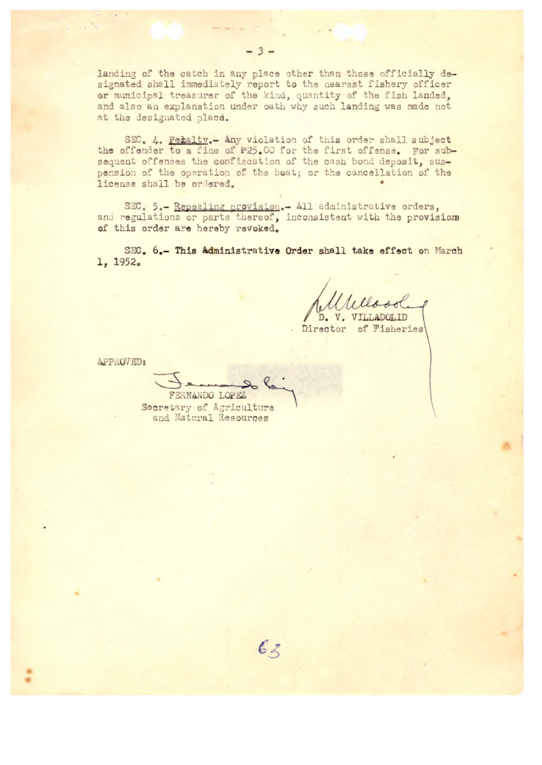landing of the catch in any place other than those officially designated shall immediately report to the nearest fishery officer or municipal treasurer of the kind, quantity of the fish landed, and also an explanation under oath why such landing was made not at the designated place.

SEC. 4. Penalty.- Any violation of this order shall subject the offender to a fine of ₱25.00 for the first offense. For subsequent offenses the confiscation of the cash bond deposit, suspension of the operation of the boat; or the cancellation of the license shall be ordered.

SEC. 5.- Repealing provision.- All administrative orders, and regulations or parts thereof, inconsistent with the provisions of this order are hereby revoked.

SEC. 6.- This Administrative Order shall take effect on March 1, 1952.

D. V. VILLADOLID
Director of Fisheries

APPROVED:

FERNANDO LOPEZ
Secretary of Agriculture
and Natural Resources